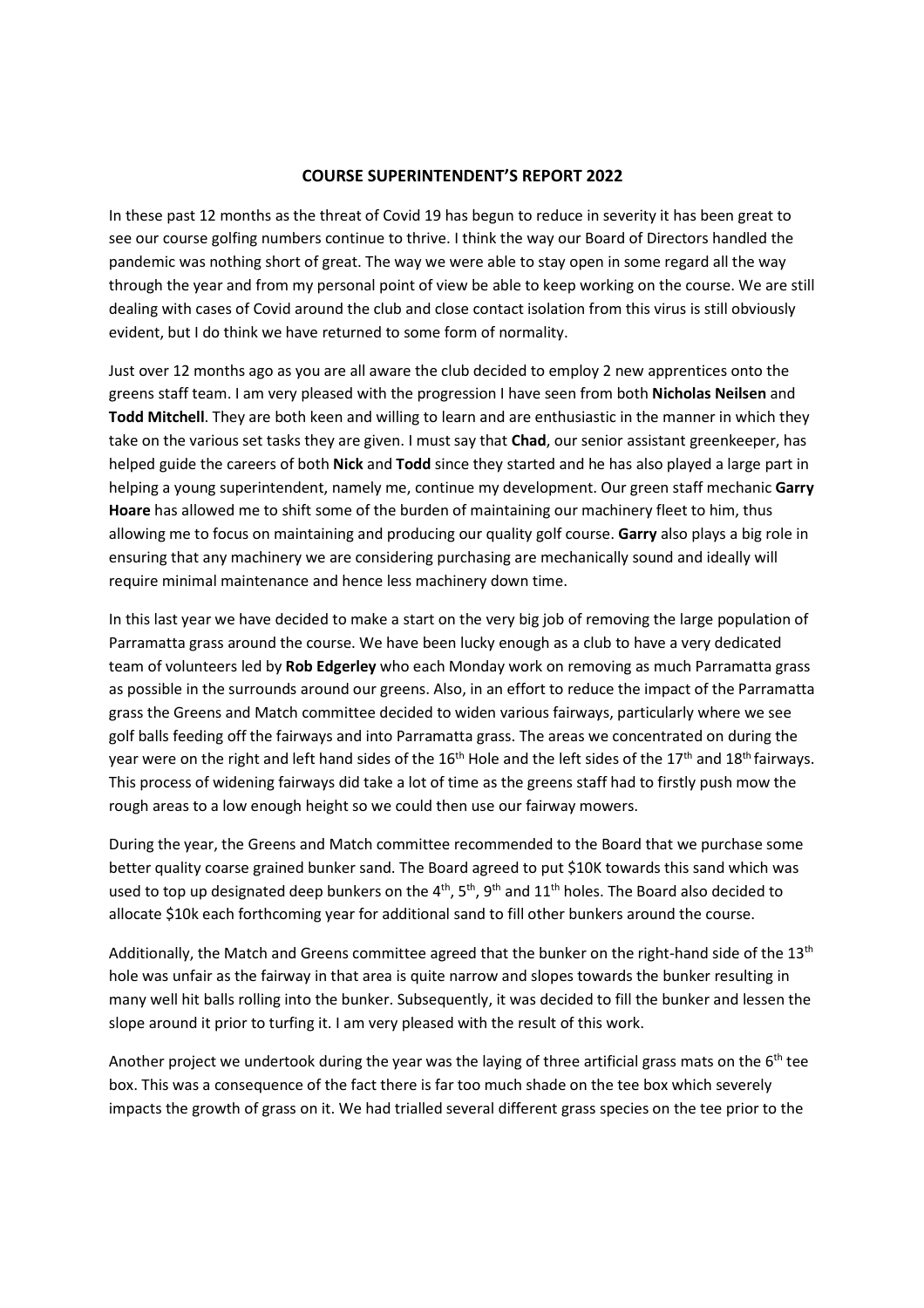## COURSE SUPERINTENDENT'S REPORT 2022

In these past 12 months as the threat of Covid 19 has begun to reduce in severity it has been great to see our course golfing numbers continue to thrive. I think the way our Board of Directors handled the pandemic was nothing short of great. The way we were able to stay open in some regard all the way through the year and from my personal point of view be able to keep working on the course. We are still dealing with cases of Covid around the club and close contact isolation from this virus is still obviously evident, but I do think we have returned to some form of normality.

Just over 12 months ago as you are all aware the club decided to employ 2 new apprentices onto the greens staff team. I am very pleased with the progression I have seen from both **Nicholas Neilsen** and **Todd Mitchell**. They are both keen and willing to learn and are enthusiastic in the manner in which they take on the various set tasks they are given. I must say that **Chad**, our senior assistant greenkeeper, has helped guide the careers of both **Nick** and **Todd** since they started and he has also played a large part in helping a young superintendent, namely me, continue my development. Our green staff mechanic **Garry Hoare** has allowed me to shift some of the burden of maintaining our machinery fleet to him, thus allowing me to focus on maintaining and producing our quality golf course. **Garry** also plays a big role in ensuring that any machinery we are considering purchasing are mechanically sound and ideally will require minimal maintenance and hence less machinery down time.

In this last year we have decided to make a start on the very big job of removing the large population of Parramatta grass around the course. We have been lucky enough as a club to have a very dedicated team of volunteers led by **Rob Edgerley** who each Monday work on removing as much Parramatta grass as possible in the surrounds around our greens. Also, in an effort to reduce the impact of the Parramatta grass the Greens and Match committee decided to widen various fairways, particularly where we see golf balls feeding off the fairways and into Parramatta grass. The areas we concentrated on during the year were on the right and left hand sides of the 16th Hole and the left sides of the 17th and 18th fairways. This process of widening fairways did take a lot of time as the greens staff had to firstly push mow the rough areas to a low enough height so we could then use our fairway mowers.

During the year, the Greens and Match committee recommended to the Board that we purchase some better quality coarse grained bunker sand. The Board agreed to put $10K towards this sand which was used to top up designated deep bunkers on the 4th, 5th, 9th and 11th holes. The Board also decided to allocate $10k each forthcoming year for additional sand to fill other bunkers around the course.

Additionally, the Match and Greens committee agreed that the bunker on the right-hand side of the 13th hole was unfair as the fairway in that area is quite narrow and slopes towards the bunker resulting in many well hit balls rolling into the bunker. Subsequently, it was decided to fill the bunker and lessen the slope around it prior to turfing it. I am very pleased with the result of this work.

Another project we undertook during the year was the laying of three artificial grass mats on the 6th tee box. This was a consequence of the fact there is far too much shade on the tee box which severely impacts the growth of grass on it. We had trialled several different grass species on the tee prior to the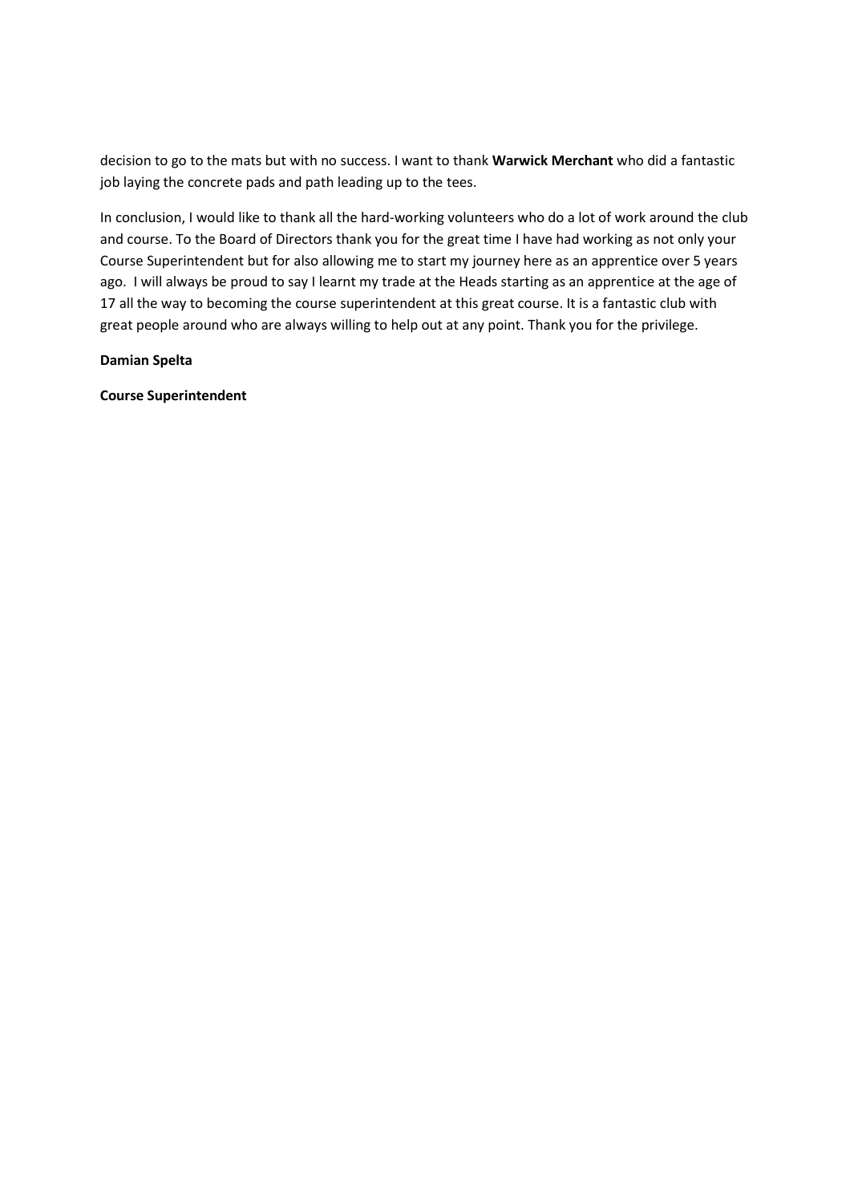decision to go to the mats but with no success. I want to thank **Warwick Merchant** who did a fantastic job laying the concrete pads and path leading up to the tees.

In conclusion, I would like to thank all the hard-working volunteers who do a lot of work around the club and course. To the Board of Directors thank you for the great time I have had working as not only your Course Superintendent but for also allowing me to start my journey here as an apprentice over 5 years ago. I will always be proud to say I learnt my trade at the Heads starting as an apprentice at the age of 17 all the way to becoming the course superintendent at this great course. It is a fantastic club with great people around who are always willing to help out at any point. Thank you for the privilege.

**Damian Spelta**

**Course Superintendent**